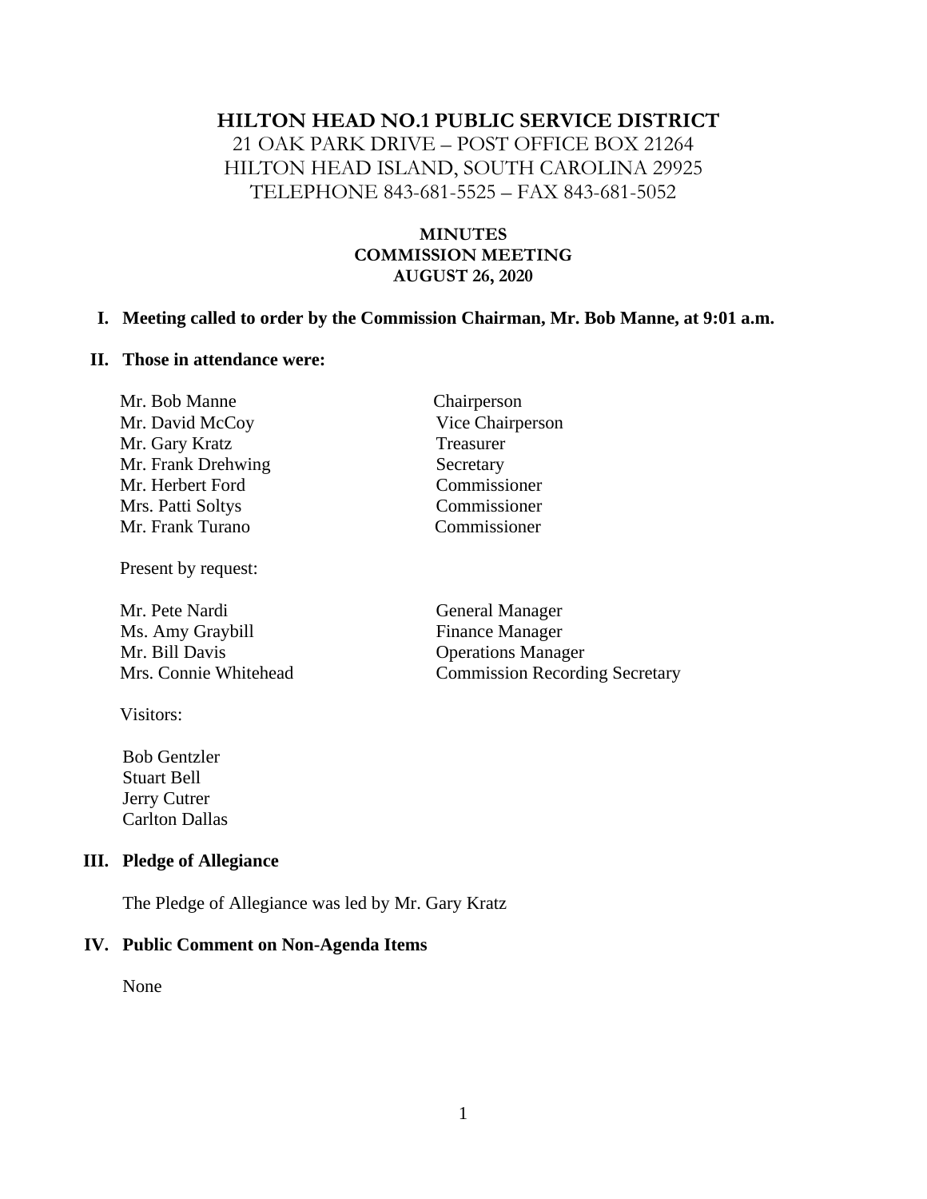# HILTON HEAD NO.1 PUBLIC SERVICE DISTRICT

21 OAK PARK DRIVE – POST OFFICE BOX 21264
HILTON HEAD ISLAND, SOUTH CAROLINA 29925
TELEPHONE 843-681-5525 – FAX 843-681-5052

## MINUTES
## COMMISSION MEETING
## AUGUST 26, 2020

**I. Meeting called to order by the Commission Chairman, Mr. Bob Manne, at 9:01 a.m.**

**II. Those in attendance were:**

| | |
|---|---|
| Mr. Bob Manne | Chairperson |
| Mr. David McCoy | Vice Chairperson |
| Mr. Gary Kratz | Treasurer |
| Mr. Frank Drehwing | Secretary |
| Mr. Herbert Ford | Commissioner |
| Mrs. Patti Soltys | Commissioner |
| Mr. Frank Turano | Commissioner |

Present by request:

| | |
|---|---|
| Mr. Pete Nardi | General Manager |
| Ms. Amy Graybill | Finance Manager |
| Mr. Bill Davis | Operations Manager |
| Mrs. Connie Whitehead | Commission Recording Secretary |

Visitors:

Bob Gentzler
Stuart Bell
Jerry Cutrer
Carlton Dallas

**III. Pledge of Allegiance**

The Pledge of Allegiance was led by Mr. Gary Kratz

**IV. Public Comment on Non-Agenda Items**

None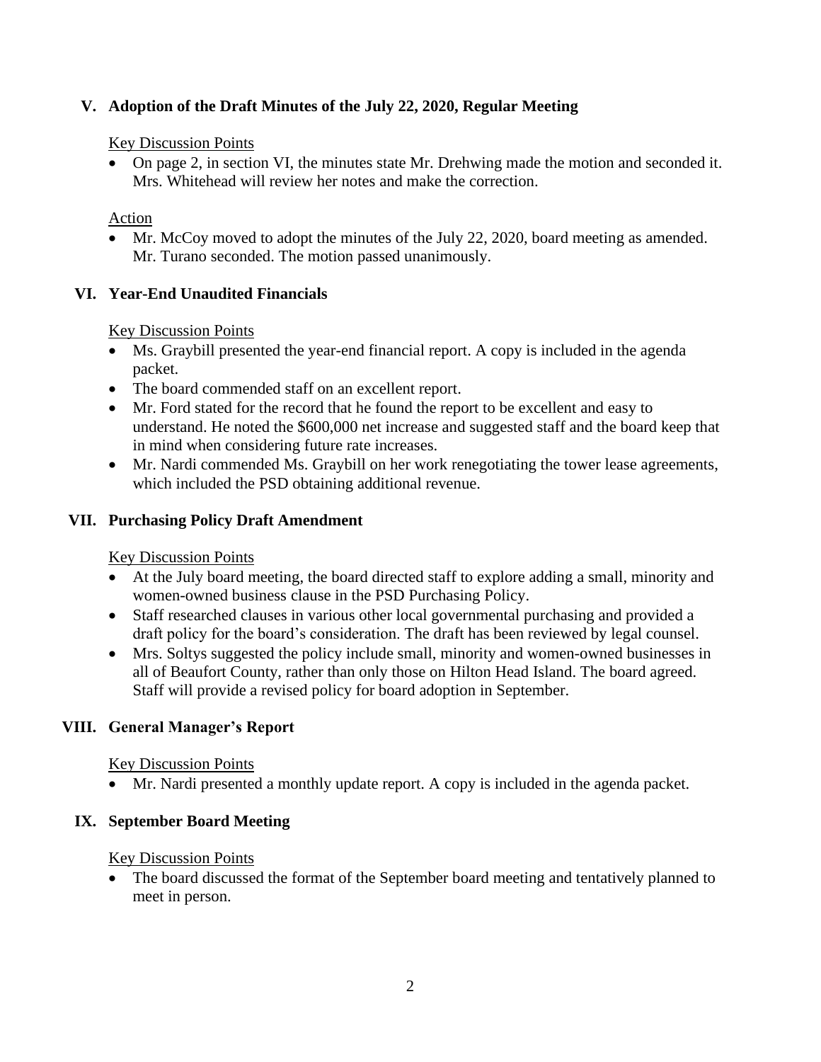## V. Adoption of the Draft Minutes of the July 22, 2020, Regular Meeting

Key Discussion Points

- On page 2, in section VI, the minutes state Mr. Drehwing made the motion and seconded it. Mrs. Whitehead will review her notes and make the correction.

Action

- Mr. McCoy moved to adopt the minutes of the July 22, 2020, board meeting as amended. Mr. Turano seconded. The motion passed unanimously.

## VI. Year-End Unaudited Financials

Key Discussion Points

- Ms. Graybill presented the year-end financial report. A copy is included in the agenda packet.
- The board commended staff on an excellent report.
- Mr. Ford stated for the record that he found the report to be excellent and easy to understand. He noted the $600,000 net increase and suggested staff and the board keep that in mind when considering future rate increases.
- Mr. Nardi commended Ms. Graybill on her work renegotiating the tower lease agreements, which included the PSD obtaining additional revenue.

## VII. Purchasing Policy Draft Amendment

Key Discussion Points

- At the July board meeting, the board directed staff to explore adding a small, minority and women-owned business clause in the PSD Purchasing Policy.
- Staff researched clauses in various other local governmental purchasing and provided a draft policy for the board's consideration. The draft has been reviewed by legal counsel.
- Mrs. Soltys suggested the policy include small, minority and women-owned businesses in all of Beaufort County, rather than only those on Hilton Head Island. The board agreed. Staff will provide a revised policy for board adoption in September.

## VIII. General Manager's Report

Key Discussion Points

- Mr. Nardi presented a monthly update report. A copy is included in the agenda packet.

## IX. September Board Meeting

Key Discussion Points

- The board discussed the format of the September board meeting and tentatively planned to meet in person.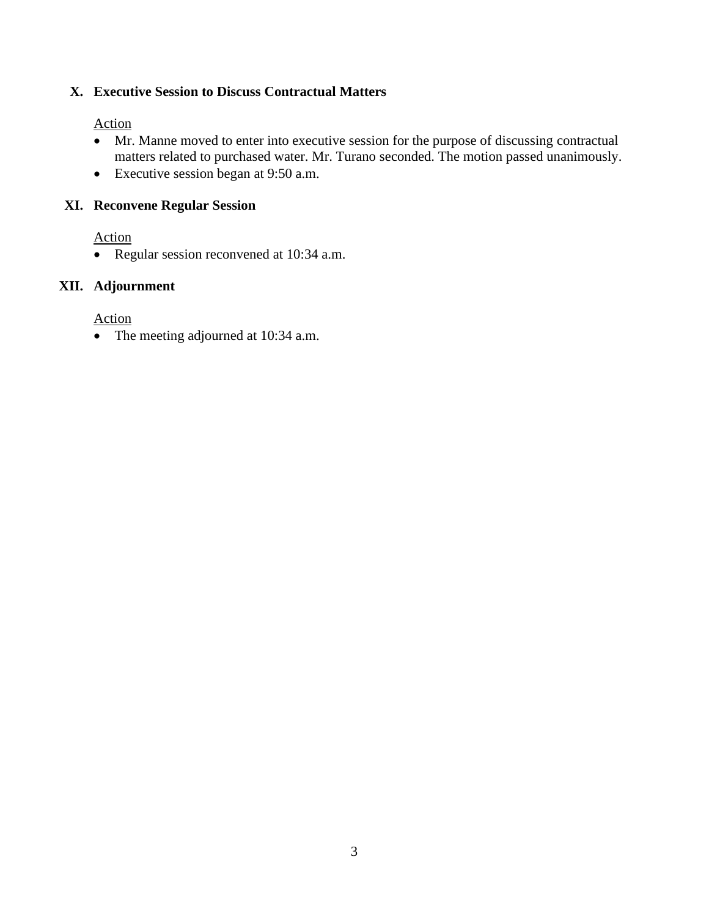## X. Executive Session to Discuss Contractual Matters

Action

- Mr. Manne moved to enter into executive session for the purpose of discussing contractual matters related to purchased water. Mr. Turano seconded. The motion passed unanimously.
- Executive session began at 9:50 a.m.

## XI. Reconvene Regular Session

Action

- Regular session reconvened at 10:34 a.m.

## XII. Adjournment

Action

- The meeting adjourned at 10:34 a.m.